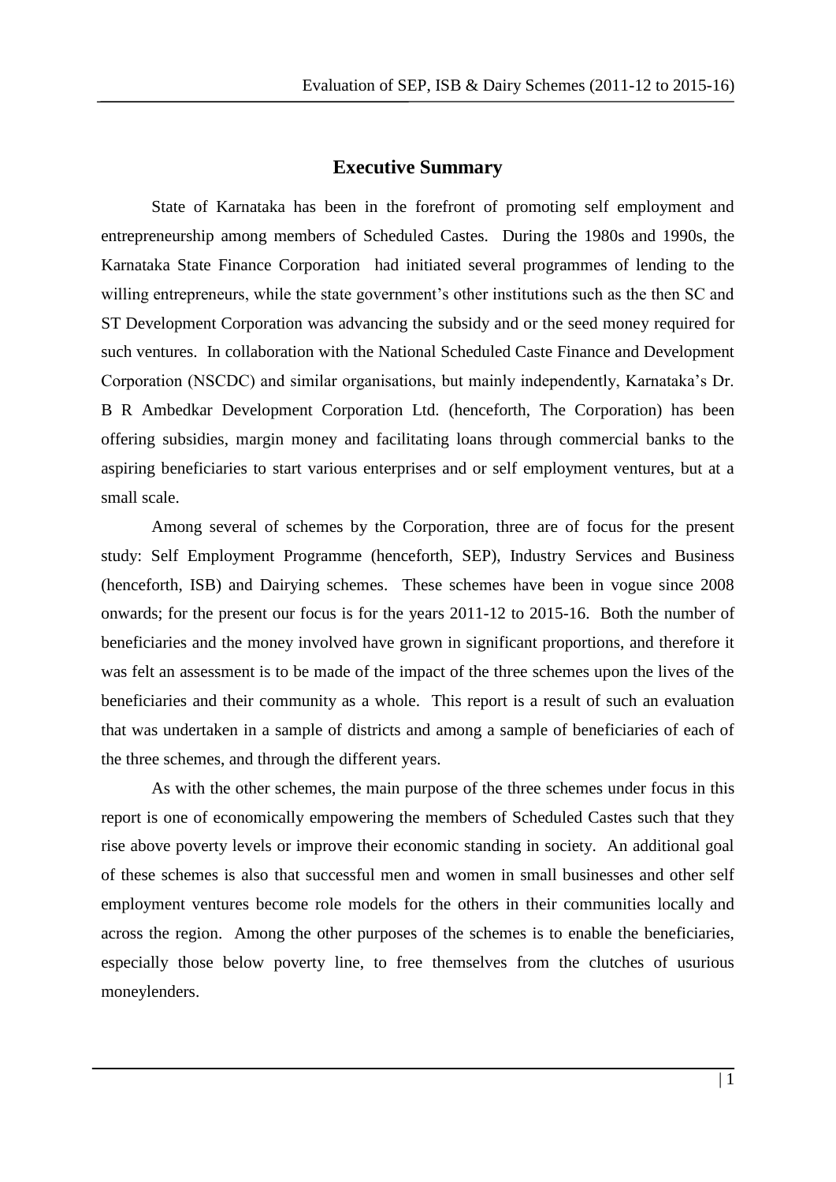## Executive Summary

State of Karnataka has been in the forefront of promoting self employment and entrepreneurship among members of Scheduled Castes. During the 1980s and 1990s, the Karnataka State Finance Corporation had initiated several programmes of lending to the willing entrepreneurs, while the state government's other institutions such as the then SC and ST Development Corporation was advancing the subsidy and or the seed money required for such ventures. In collaboration with the National Scheduled Caste Finance and Development Corporation (NSCDC) and similar organisations, but mainly independently, Karnataka's Dr. B R Ambedkar Development Corporation Ltd. (henceforth, The Corporation) has been offering subsidies, margin money and facilitating loans through commercial banks to the aspiring beneficiaries to start various enterprises and or self employment ventures, but at a small scale.

Among several of schemes by the Corporation, three are of focus for the present study: Self Employment Programme (henceforth, SEP), Industry Services and Business (henceforth, ISB) and Dairying schemes. These schemes have been in vogue since 2008 onwards; for the present our focus is for the years 2011-12 to 2015-16. Both the number of beneficiaries and the money involved have grown in significant proportions, and therefore it was felt an assessment is to be made of the impact of the three schemes upon the lives of the beneficiaries and their community as a whole. This report is a result of such an evaluation that was undertaken in a sample of districts and among a sample of beneficiaries of each of the three schemes, and through the different years.

As with the other schemes, the main purpose of the three schemes under focus in this report is one of economically empowering the members of Scheduled Castes such that they rise above poverty levels or improve their economic standing in society. An additional goal of these schemes is also that successful men and women in small businesses and other self employment ventures become role models for the others in their communities locally and across the region. Among the other purposes of the schemes is to enable the beneficiaries, especially those below poverty line, to free themselves from the clutches of usurious moneylenders.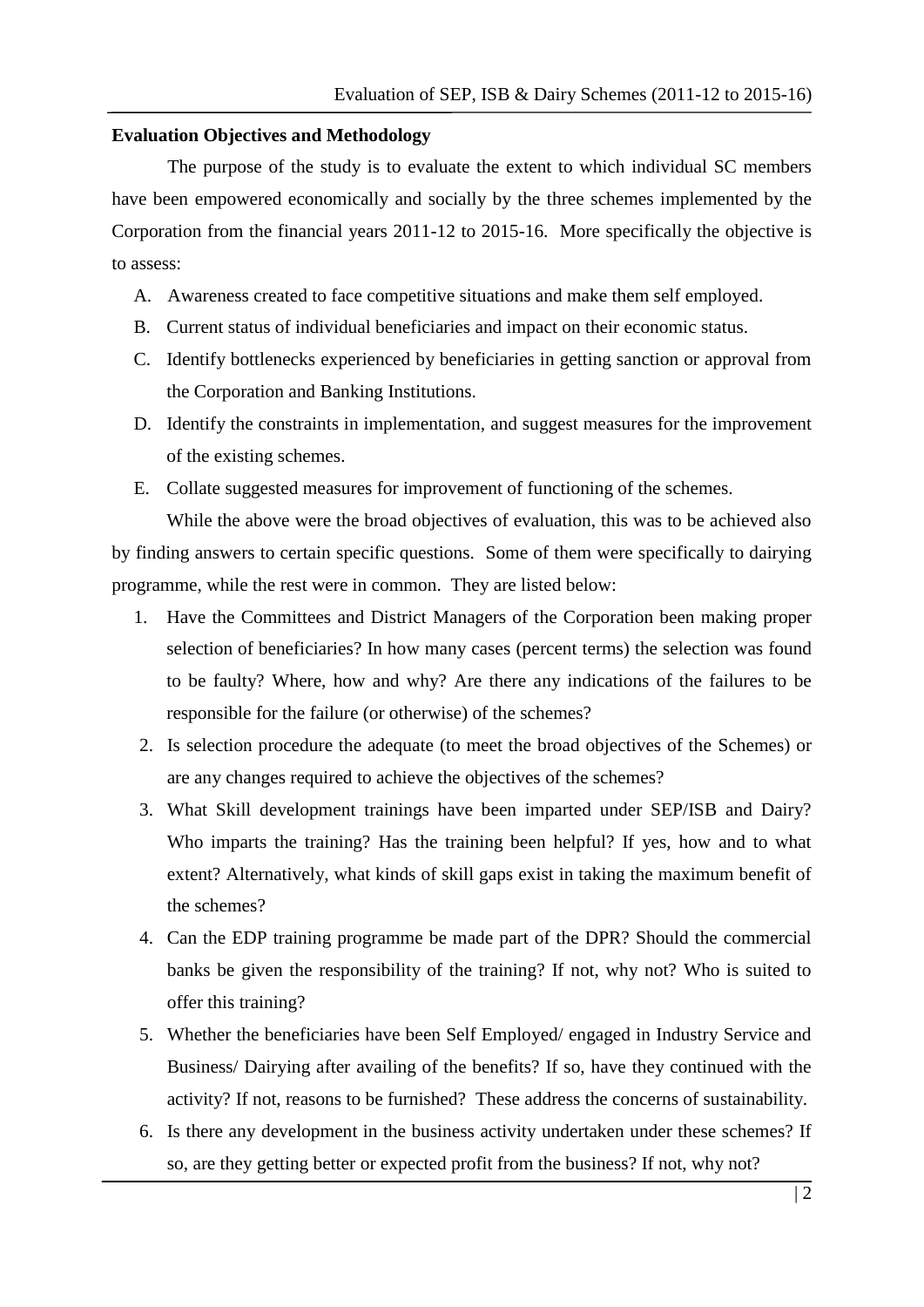**Evaluation Objectives and Methodology**

The purpose of the study is to evaluate the extent to which individual SC members have been empowered economically and socially by the three schemes implemented by the Corporation from the financial years 2011-12 to 2015-16. More specifically the objective is to assess:

A. Awareness created to face competitive situations and make them self employed.
B. Current status of individual beneficiaries and impact on their economic status.
C. Identify bottlenecks experienced by beneficiaries in getting sanction or approval from the Corporation and Banking Institutions.
D. Identify the constraints in implementation, and suggest measures for the improvement of the existing schemes.
E. Collate suggested measures for improvement of functioning of the schemes.

While the above were the broad objectives of evaluation, this was to be achieved also by finding answers to certain specific questions. Some of them were specifically to dairying programme, while the rest were in common. They are listed below:

1. Have the Committees and District Managers of the Corporation been making proper selection of beneficiaries? In how many cases (percent terms) the selection was found to be faulty? Where, how and why? Are there any indications of the failures to be responsible for the failure (or otherwise) of the schemes?
2. Is selection procedure the adequate (to meet the broad objectives of the Schemes) or are any changes required to achieve the objectives of the schemes?
3. What Skill development trainings have been imparted under SEP/ISB and Dairy? Who imparts the training? Has the training been helpful? If yes, how and to what extent? Alternatively, what kinds of skill gaps exist in taking the maximum benefit of the schemes?
4. Can the EDP training programme be made part of the DPR? Should the commercial banks be given the responsibility of the training? If not, why not? Who is suited to offer this training?
5. Whether the beneficiaries have been Self Employed/ engaged in Industry Service and Business/ Dairying after availing of the benefits? If so, have they continued with the activity? If not, reasons to be furnished? These address the concerns of sustainability.
6. Is there any development in the business activity undertaken under these schemes? If so, are they getting better or expected profit from the business? If not, why not?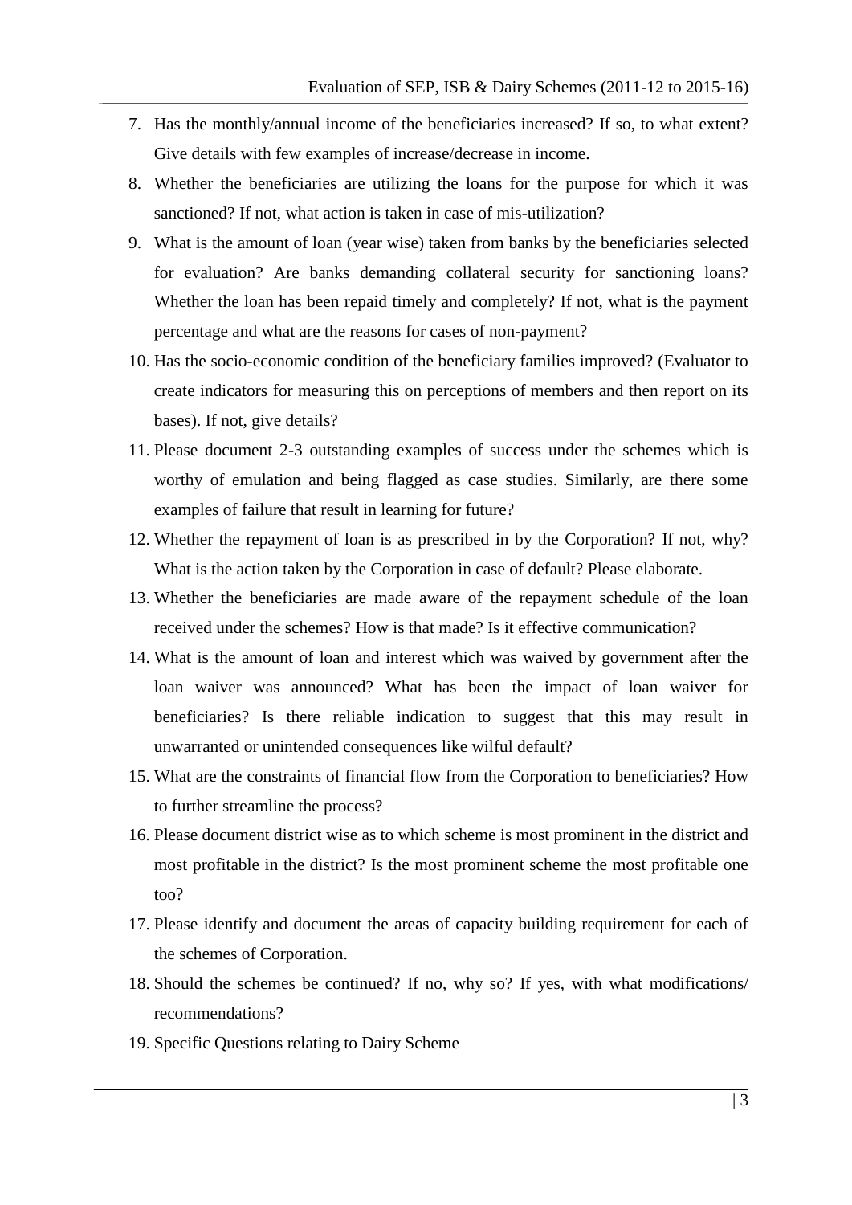7. Has the monthly/annual income of the beneficiaries increased? If so, to what extent? Give details with few examples of increase/decrease in income.
8. Whether the beneficiaries are utilizing the loans for the purpose for which it was sanctioned? If not, what action is taken in case of mis-utilization?
9. What is the amount of loan (year wise) taken from banks by the beneficiaries selected for evaluation? Are banks demanding collateral security for sanctioning loans? Whether the loan has been repaid timely and completely? If not, what is the payment percentage and what are the reasons for cases of non-payment?
10. Has the socio-economic condition of the beneficiary families improved? (Evaluator to create indicators for measuring this on perceptions of members and then report on its bases). If not, give details?
11. Please document 2-3 outstanding examples of success under the schemes which is worthy of emulation and being flagged as case studies. Similarly, are there some examples of failure that result in learning for future?
12. Whether the repayment of loan is as prescribed in by the Corporation? If not, why? What is the action taken by the Corporation in case of default? Please elaborate.
13. Whether the beneficiaries are made aware of the repayment schedule of the loan received under the schemes? How is that made? Is it effective communication?
14. What is the amount of loan and interest which was waived by government after the loan waiver was announced? What has been the impact of loan waiver for beneficiaries? Is there reliable indication to suggest that this may result in unwarranted or unintended consequences like wilful default?
15. What are the constraints of financial flow from the Corporation to beneficiaries? How to further streamline the process?
16. Please document district wise as to which scheme is most prominent in the district and most profitable in the district? Is the most prominent scheme the most profitable one too?
17. Please identify and document the areas of capacity building requirement for each of the schemes of Corporation.
18. Should the schemes be continued? If no, why so? If yes, with what modifications/ recommendations?
19. Specific Questions relating to Dairy Scheme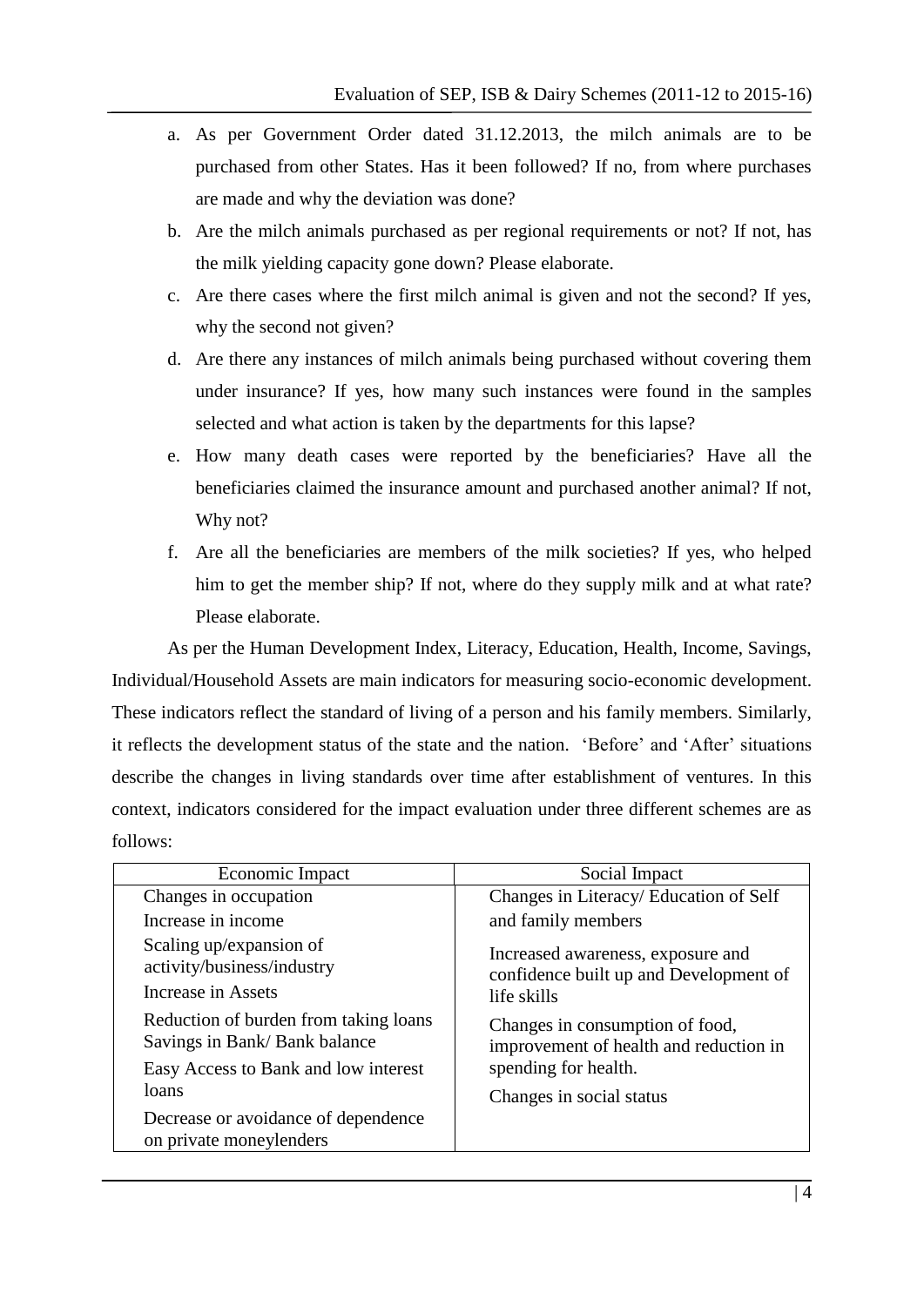a. As per Government Order dated 31.12.2013, the milch animals are to be purchased from other States. Has it been followed? If no, from where purchases are made and why the deviation was done?

b. Are the milch animals purchased as per regional requirements or not? If not, has the milk yielding capacity gone down? Please elaborate.

c. Are there cases where the first milch animal is given and not the second? If yes, why the second not given?

d. Are there any instances of milch animals being purchased without covering them under insurance? If yes, how many such instances were found in the samples selected and what action is taken by the departments for this lapse?

e. How many death cases were reported by the beneficiaries? Have all the beneficiaries claimed the insurance amount and purchased another animal? If not, Why not?

f. Are all the beneficiaries are members of the milk societies? If yes, who helped him to get the member ship? If not, where do they supply milk and at what rate? Please elaborate.

As per the Human Development Index, Literacy, Education, Health, Income, Savings, Individual/Household Assets are main indicators for measuring socio-economic development. These indicators reflect the standard of living of a person and his family members. Similarly, it reflects the development status of the state and the nation. 'Before' and 'After' situations describe the changes in living standards over time after establishment of ventures. In this context, indicators considered for the impact evaluation under three different schemes are as follows:

| Economic Impact | Social Impact |
|---|---|
| Changes in occupation<br>Increase in income<br>Scaling up/expansion of activity/business/industry<br>Increase in Assets<br>Reduction of burden from taking loans<br>Savings in Bank/ Bank balance<br>Easy Access to Bank and low interest loans<br>Decrease or avoidance of dependence on private moneylenders | Changes in Literacy/ Education of Self and family members<br>Increased awareness, exposure and confidence built up and Development of life skills<br>Changes in consumption of food, improvement of health and reduction in spending for health.<br>Changes in social status |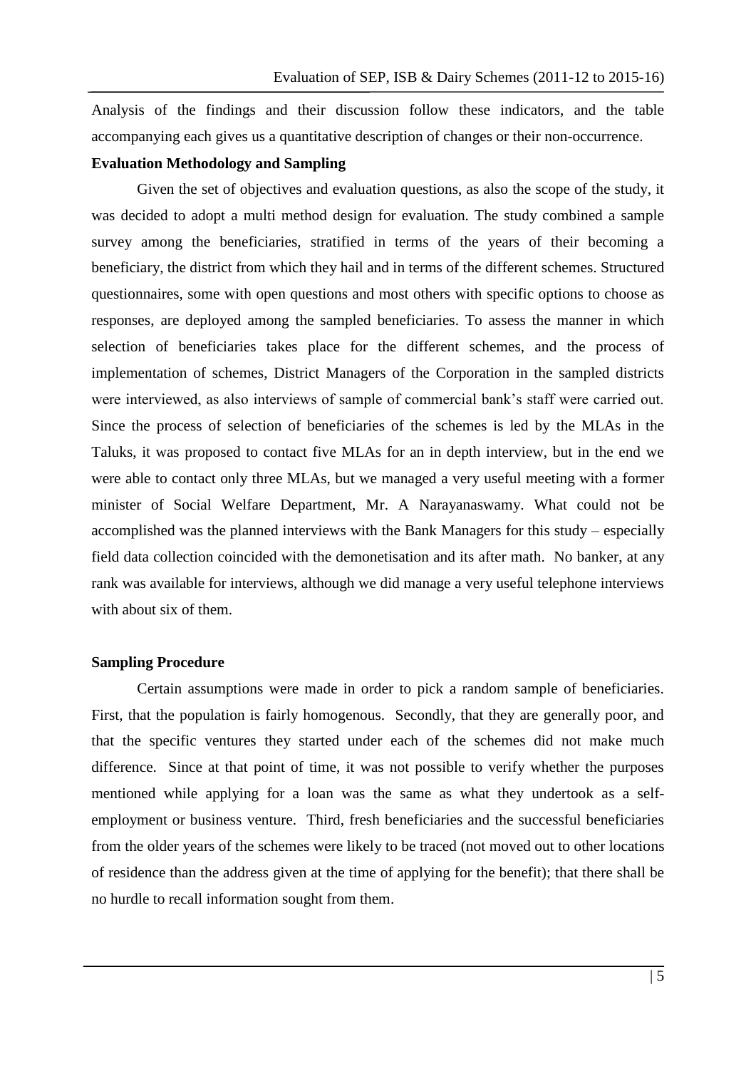Analysis of the findings and their discussion follow these indicators, and the table accompanying each gives us a quantitative description of changes or their non-occurrence.

**Evaluation Methodology and Sampling**

Given the set of objectives and evaluation questions, as also the scope of the study, it was decided to adopt a multi method design for evaluation. The study combined a sample survey among the beneficiaries, stratified in terms of the years of their becoming a beneficiary, the district from which they hail and in terms of the different schemes. Structured questionnaires, some with open questions and most others with specific options to choose as responses, are deployed among the sampled beneficiaries. To assess the manner in which selection of beneficiaries takes place for the different schemes, and the process of implementation of schemes, District Managers of the Corporation in the sampled districts were interviewed, as also interviews of sample of commercial bank's staff were carried out. Since the process of selection of beneficiaries of the schemes is led by the MLAs in the Taluks, it was proposed to contact five MLAs for an in depth interview, but in the end we were able to contact only three MLAs, but we managed a very useful meeting with a former minister of Social Welfare Department, Mr. A Narayanaswamy. What could not be accomplished was the planned interviews with the Bank Managers for this study – especially field data collection coincided with the demonetisation and its after math. No banker, at any rank was available for interviews, although we did manage a very useful telephone interviews with about six of them.

**Sampling Procedure**

Certain assumptions were made in order to pick a random sample of beneficiaries. First, that the population is fairly homogenous. Secondly, that they are generally poor, and that the specific ventures they started under each of the schemes did not make much difference. Since at that point of time, it was not possible to verify whether the purposes mentioned while applying for a loan was the same as what they undertook as a self-employment or business venture. Third, fresh beneficiaries and the successful beneficiaries from the older years of the schemes were likely to be traced (not moved out to other locations of residence than the address given at the time of applying for the benefit); that there shall be no hurdle to recall information sought from them.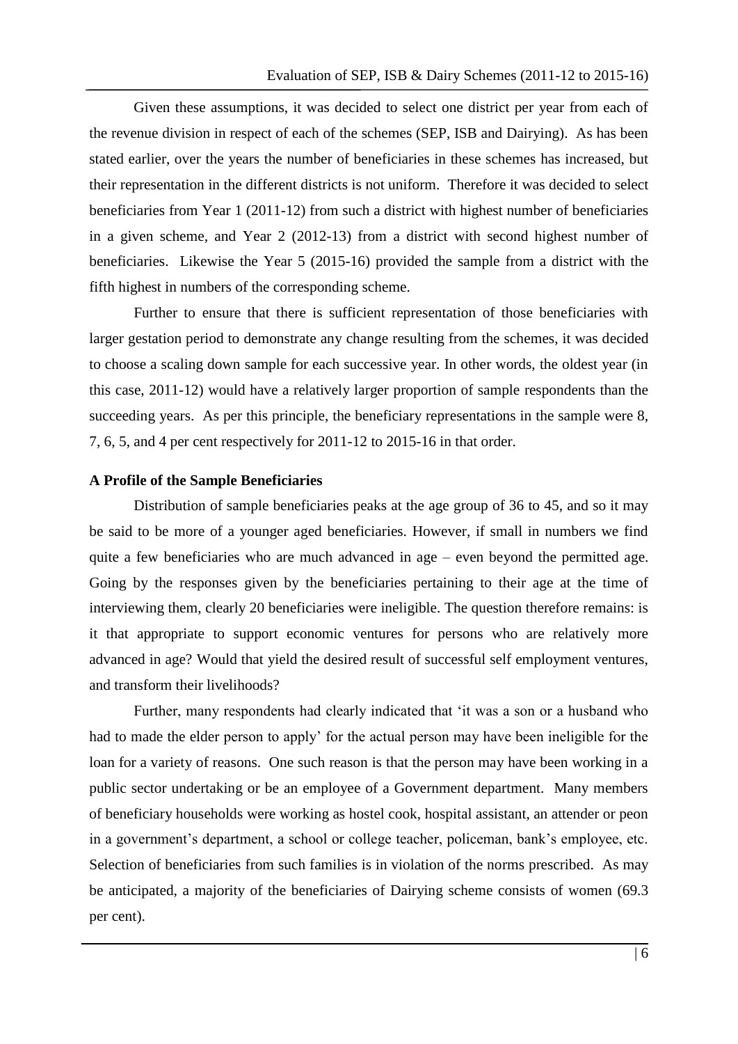Given these assumptions, it was decided to select one district per year from each of the revenue division in respect of each of the schemes (SEP, ISB and Dairying). As has been stated earlier, over the years the number of beneficiaries in these schemes has increased, but their representation in the different districts is not uniform. Therefore it was decided to select beneficiaries from Year 1 (2011-12) from such a district with highest number of beneficiaries in a given scheme, and Year 2 (2012-13) from a district with second highest number of beneficiaries. Likewise the Year 5 (2015-16) provided the sample from a district with the fifth highest in numbers of the corresponding scheme.

Further to ensure that there is sufficient representation of those beneficiaries with larger gestation period to demonstrate any change resulting from the schemes, it was decided to choose a scaling down sample for each successive year. In other words, the oldest year (in this case, 2011-12) would have a relatively larger proportion of sample respondents than the succeeding years. As per this principle, the beneficiary representations in the sample were 8, 7, 6, 5, and 4 per cent respectively for 2011-12 to 2015-16 in that order.

**A Profile of the Sample Beneficiaries**

Distribution of sample beneficiaries peaks at the age group of 36 to 45, and so it may be said to be more of a younger aged beneficiaries. However, if small in numbers we find quite a few beneficiaries who are much advanced in age – even beyond the permitted age. Going by the responses given by the beneficiaries pertaining to their age at the time of interviewing them, clearly 20 beneficiaries were ineligible. The question therefore remains: is it that appropriate to support economic ventures for persons who are relatively more advanced in age? Would that yield the desired result of successful self employment ventures, and transform their livelihoods?

Further, many respondents had clearly indicated that 'it was a son or a husband who had to made the elder person to apply' for the actual person may have been ineligible for the loan for a variety of reasons. One such reason is that the person may have been working in a public sector undertaking or be an employee of a Government department. Many members of beneficiary households were working as hostel cook, hospital assistant, an attender or peon in a government's department, a school or college teacher, policeman, bank's employee, etc. Selection of beneficiaries from such families is in violation of the norms prescribed. As may be anticipated, a majority of the beneficiaries of Dairying scheme consists of women (69.3 per cent).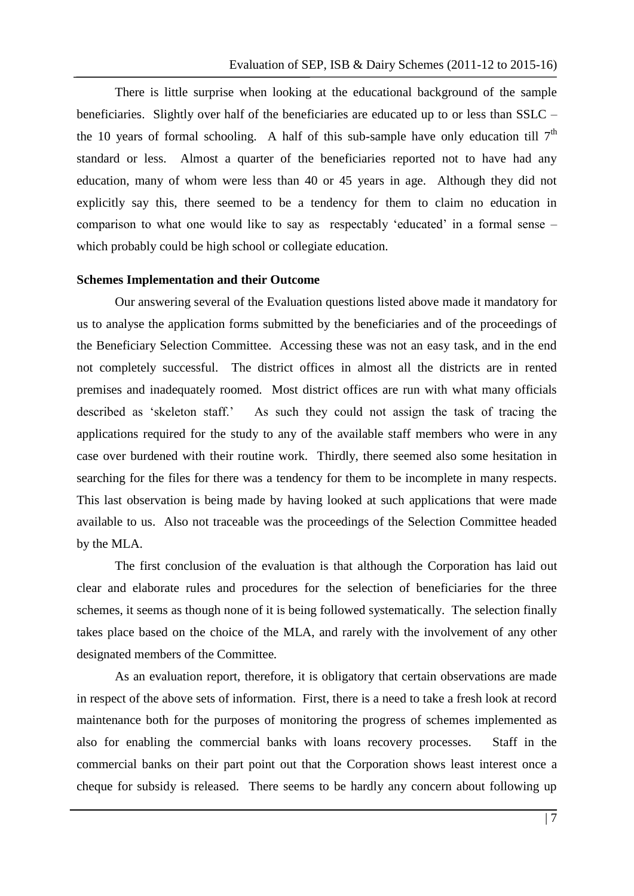There is little surprise when looking at the educational background of the sample beneficiaries. Slightly over half of the beneficiaries are educated up to or less than SSLC – the 10 years of formal schooling. A half of this sub-sample have only education till 7$^{th}$ standard or less. Almost a quarter of the beneficiaries reported not to have had any education, many of whom were less than 40 or 45 years in age. Although they did not explicitly say this, there seemed to be a tendency for them to claim no education in comparison to what one would like to say as respectably 'educated' in a formal sense – which probably could be high school or collegiate education.

**Schemes Implementation and their Outcome**

Our answering several of the Evaluation questions listed above made it mandatory for us to analyse the application forms submitted by the beneficiaries and of the proceedings of the Beneficiary Selection Committee. Accessing these was not an easy task, and in the end not completely successful. The district offices in almost all the districts are in rented premises and inadequately roomed. Most district offices are run with what many officials described as 'skeleton staff.' As such they could not assign the task of tracing the applications required for the study to any of the available staff members who were in any case over burdened with their routine work. Thirdly, there seemed also some hesitation in searching for the files for there was a tendency for them to be incomplete in many respects. This last observation is being made by having looked at such applications that were made available to us. Also not traceable was the proceedings of the Selection Committee headed by the MLA.

The first conclusion of the evaluation is that although the Corporation has laid out clear and elaborate rules and procedures for the selection of beneficiaries for the three schemes, it seems as though none of it is being followed systematically. The selection finally takes place based on the choice of the MLA, and rarely with the involvement of any other designated members of the Committee.

As an evaluation report, therefore, it is obligatory that certain observations are made in respect of the above sets of information. First, there is a need to take a fresh look at record maintenance both for the purposes of monitoring the progress of schemes implemented as also for enabling the commercial banks with loans recovery processes. Staff in the commercial banks on their part point out that the Corporation shows least interest once a cheque for subsidy is released. There seems to be hardly any concern about following up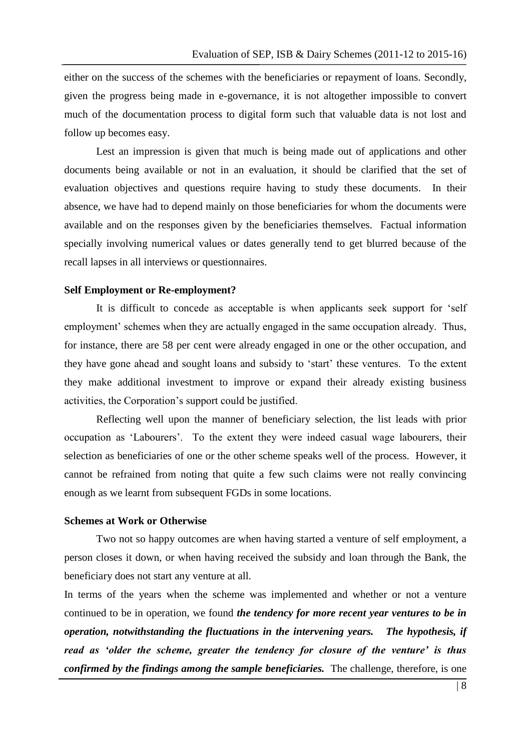either on the success of the schemes with the beneficiaries or repayment of loans. Secondly, given the progress being made in e-governance, it is not altogether impossible to convert much of the documentation process to digital form such that valuable data is not lost and follow up becomes easy.

Lest an impression is given that much is being made out of applications and other documents being available or not in an evaluation, it should be clarified that the set of evaluation objectives and questions require having to study these documents. In their absence, we have had to depend mainly on those beneficiaries for whom the documents were available and on the responses given by the beneficiaries themselves. Factual information specially involving numerical values or dates generally tend to get blurred because of the recall lapses in all interviews or questionnaires.

**Self Employment or Re-employment?**

It is difficult to concede as acceptable is when applicants seek support for 'self employment' schemes when they are actually engaged in the same occupation already. Thus, for instance, there are 58 per cent were already engaged in one or the other occupation, and they have gone ahead and sought loans and subsidy to 'start' these ventures. To the extent they make additional investment to improve or expand their already existing business activities, the Corporation's support could be justified.

Reflecting well upon the manner of beneficiary selection, the list leads with prior occupation as 'Labourers'. To the extent they were indeed casual wage labourers, their selection as beneficiaries of one or the other scheme speaks well of the process. However, it cannot be refrained from noting that quite a few such claims were not really convincing enough as we learnt from subsequent FGDs in some locations.

**Schemes at Work or Otherwise**

Two not so happy outcomes are when having started a venture of self employment, a person closes it down, or when having received the subsidy and loan through the Bank, the beneficiary does not start any venture at all.

In terms of the years when the scheme was implemented and whether or not a venture continued to be in operation, we found ***the tendency for more recent year ventures to be in operation, notwithstanding the fluctuations in the intervening years. The hypothesis, if read as 'older the scheme, greater the tendency for closure of the venture' is thus confirmed by the findings among the sample beneficiaries.*** The challenge, therefore, is one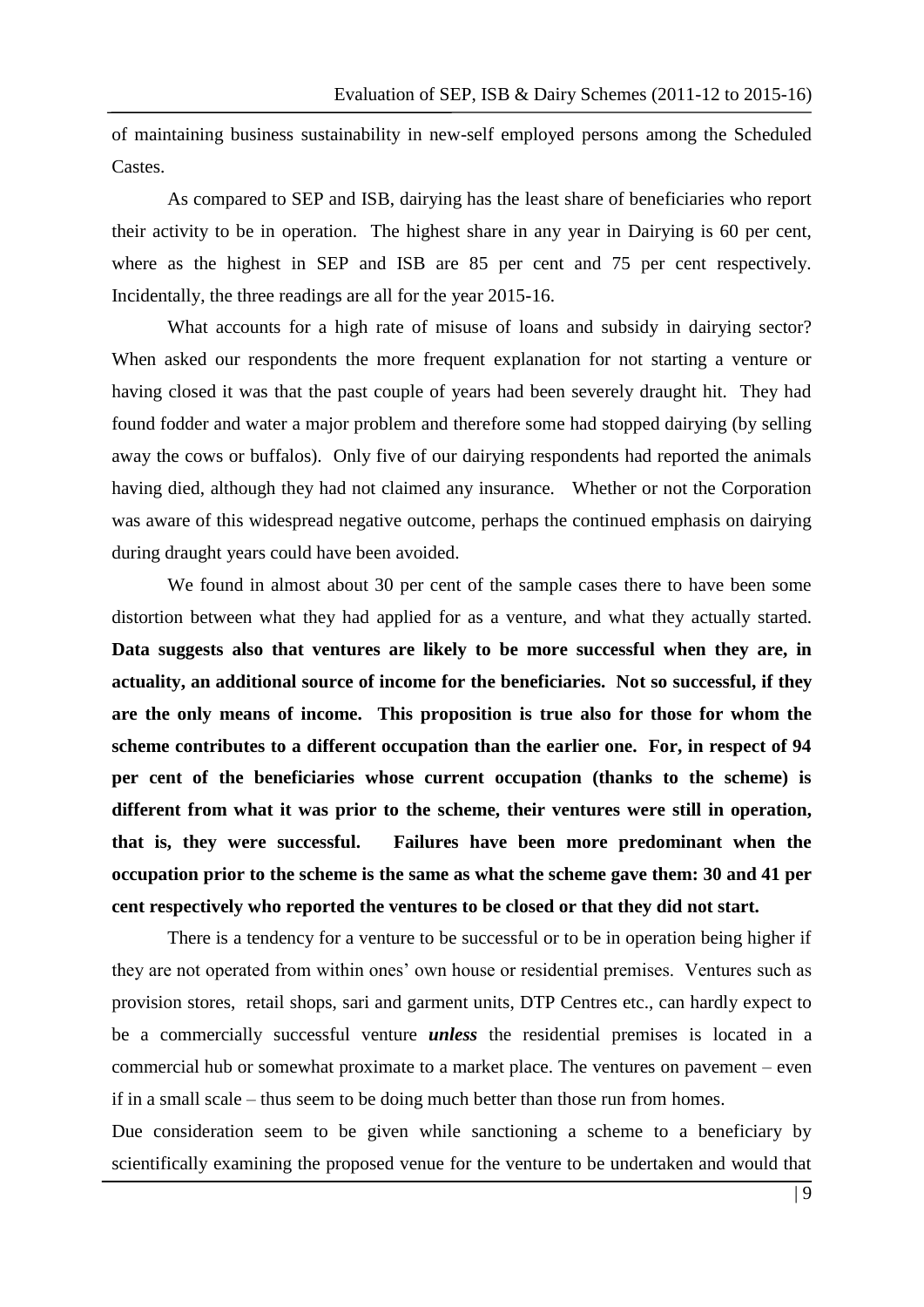of maintaining business sustainability in new-self employed persons among the Scheduled Castes.

As compared to SEP and ISB, dairying has the least share of beneficiaries who report their activity to be in operation. The highest share in any year in Dairying is 60 per cent, where as the highest in SEP and ISB are 85 per cent and 75 per cent respectively. Incidentally, the three readings are all for the year 2015-16.

What accounts for a high rate of misuse of loans and subsidy in dairying sector? When asked our respondents the more frequent explanation for not starting a venture or having closed it was that the past couple of years had been severely draught hit. They had found fodder and water a major problem and therefore some had stopped dairying (by selling away the cows or buffalos). Only five of our dairying respondents had reported the animals having died, although they had not claimed any insurance. Whether or not the Corporation was aware of this widespread negative outcome, perhaps the continued emphasis on dairying during draught years could have been avoided.

We found in almost about 30 per cent of the sample cases there to have been some distortion between what they had applied for as a venture, and what they actually started. **Data suggests also that ventures are likely to be more successful when they are, in actuality, an additional source of income for the beneficiaries. Not so successful, if they are the only means of income. This proposition is true also for those for whom the scheme contributes to a different occupation than the earlier one. For, in respect of 94 per cent of the beneficiaries whose current occupation (thanks to the scheme) is different from what it was prior to the scheme, their ventures were still in operation, that is, they were successful. Failures have been more predominant when the occupation prior to the scheme is the same as what the scheme gave them: 30 and 41 per cent respectively who reported the ventures to be closed or that they did not start.**

There is a tendency for a venture to be successful or to be in operation being higher if they are not operated from within ones' own house or residential premises. Ventures such as provision stores, retail shops, sari and garment units, DTP Centres etc., can hardly expect to be a commercially successful venture ***unless*** the residential premises is located in a commercial hub or somewhat proximate to a market place. The ventures on pavement – even if in a small scale – thus seem to be doing much better than those run from homes.

Due consideration seem to be given while sanctioning a scheme to a beneficiary by scientifically examining the proposed venue for the venture to be undertaken and would that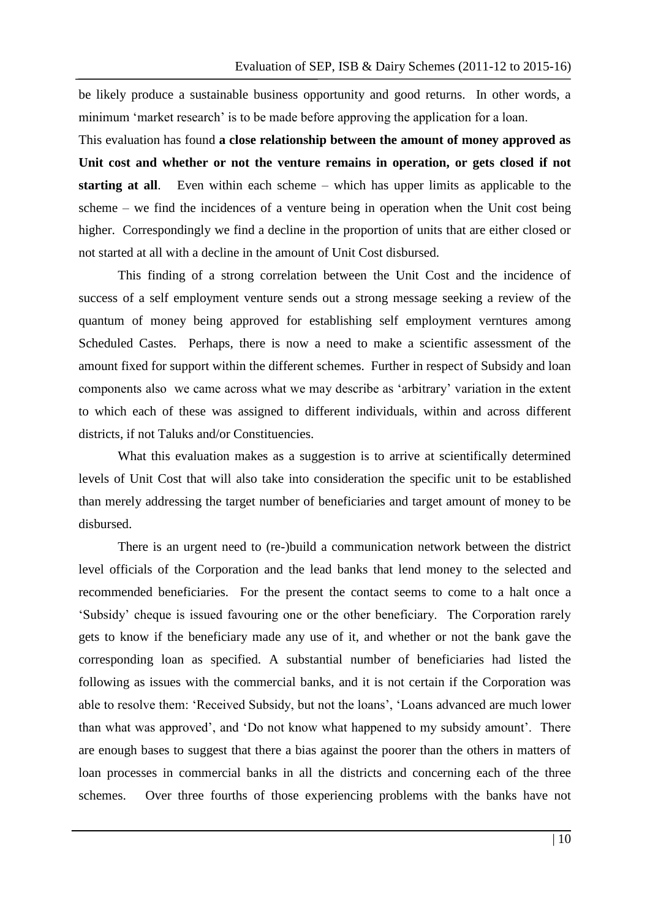be likely produce a sustainable business opportunity and good returns. In other words, a minimum 'market research' is to be made before approving the application for a loan.

This evaluation has found **a close relationship between the amount of money approved as Unit cost and whether or not the venture remains in operation, or gets closed if not starting at all**. Even within each scheme – which has upper limits as applicable to the scheme – we find the incidences of a venture being in operation when the Unit cost being higher. Correspondingly we find a decline in the proportion of units that are either closed or not started at all with a decline in the amount of Unit Cost disbursed.

This finding of a strong correlation between the Unit Cost and the incidence of success of a self employment venture sends out a strong message seeking a review of the quantum of money being approved for establishing self employment verntures among Scheduled Castes. Perhaps, there is now a need to make a scientific assessment of the amount fixed for support within the different schemes. Further in respect of Subsidy and loan components also we came across what we may describe as 'arbitrary' variation in the extent to which each of these was assigned to different individuals, within and across different districts, if not Taluks and/or Constituencies.

What this evaluation makes as a suggestion is to arrive at scientifically determined levels of Unit Cost that will also take into consideration the specific unit to be established than merely addressing the target number of beneficiaries and target amount of money to be disbursed.

There is an urgent need to (re-)build a communication network between the district level officials of the Corporation and the lead banks that lend money to the selected and recommended beneficiaries. For the present the contact seems to come to a halt once a 'Subsidy' cheque is issued favouring one or the other beneficiary. The Corporation rarely gets to know if the beneficiary made any use of it, and whether or not the bank gave the corresponding loan as specified. A substantial number of beneficiaries had listed the following as issues with the commercial banks, and it is not certain if the Corporation was able to resolve them: 'Received Subsidy, but not the loans', 'Loans advanced are much lower than what was approved', and 'Do not know what happened to my subsidy amount'. There are enough bases to suggest that there a bias against the poorer than the others in matters of loan processes in commercial banks in all the districts and concerning each of the three schemes. Over three fourths of those experiencing problems with the banks have not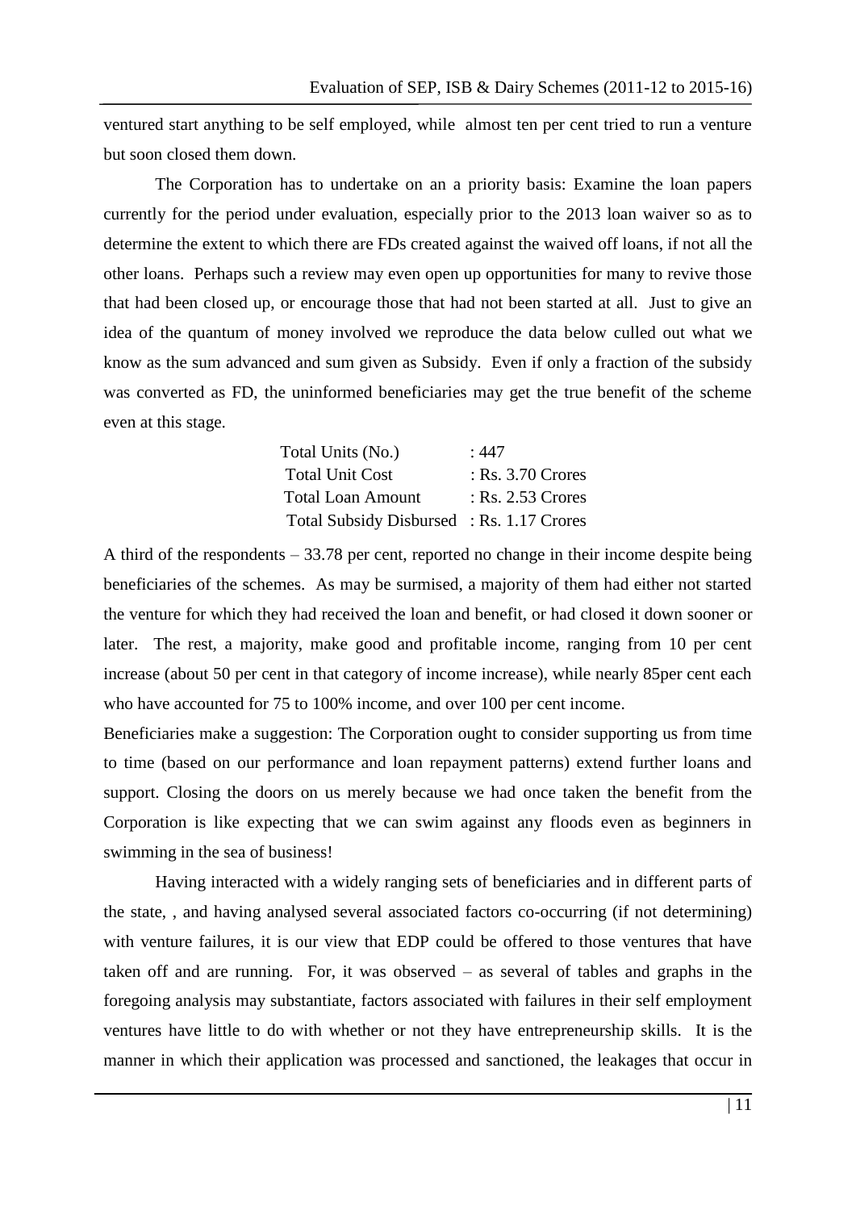ventured start anything to be self employed, while almost ten per cent tried to run a venture but soon closed them down.

The Corporation has to undertake on an a priority basis: Examine the loan papers currently for the period under evaluation, especially prior to the 2013 loan waiver so as to determine the extent to which there are FDs created against the waived off loans, if not all the other loans. Perhaps such a review may even open up opportunities for many to revive those that had been closed up, or encourage those that had not been started at all. Just to give an idea of the quantum of money involved we reproduce the data below culled out what we know as the sum advanced and sum given as Subsidy. Even if only a fraction of the subsidy was converted as FD, the uninformed beneficiaries may get the true benefit of the scheme even at this stage.

| | |
|---|---|
| Total Units (No.) | : 447 |
| Total Unit Cost | : Rs. 3.70 Crores |
| Total Loan Amount | : Rs. 2.53 Crores |
| Total Subsidy Disbursed | : Rs. 1.17 Crores |

A third of the respondents – 33.78 per cent, reported no change in their income despite being beneficiaries of the schemes. As may be surmised, a majority of them had either not started the venture for which they had received the loan and benefit, or had closed it down sooner or later. The rest, a majority, make good and profitable income, ranging from 10 per cent increase (about 50 per cent in that category of income increase), while nearly 85per cent each who have accounted for 75 to 100% income, and over 100 per cent income.

Beneficiaries make a suggestion: The Corporation ought to consider supporting us from time to time (based on our performance and loan repayment patterns) extend further loans and support. Closing the doors on us merely because we had once taken the benefit from the Corporation is like expecting that we can swim against any floods even as beginners in swimming in the sea of business!

Having interacted with a widely ranging sets of beneficiaries and in different parts of the state, , and having analysed several associated factors co-occurring (if not determining) with venture failures, it is our view that EDP could be offered to those ventures that have taken off and are running. For, it was observed – as several of tables and graphs in the foregoing analysis may substantiate, factors associated with failures in their self employment ventures have little to do with whether or not they have entrepreneurship skills. It is the manner in which their application was processed and sanctioned, the leakages that occur in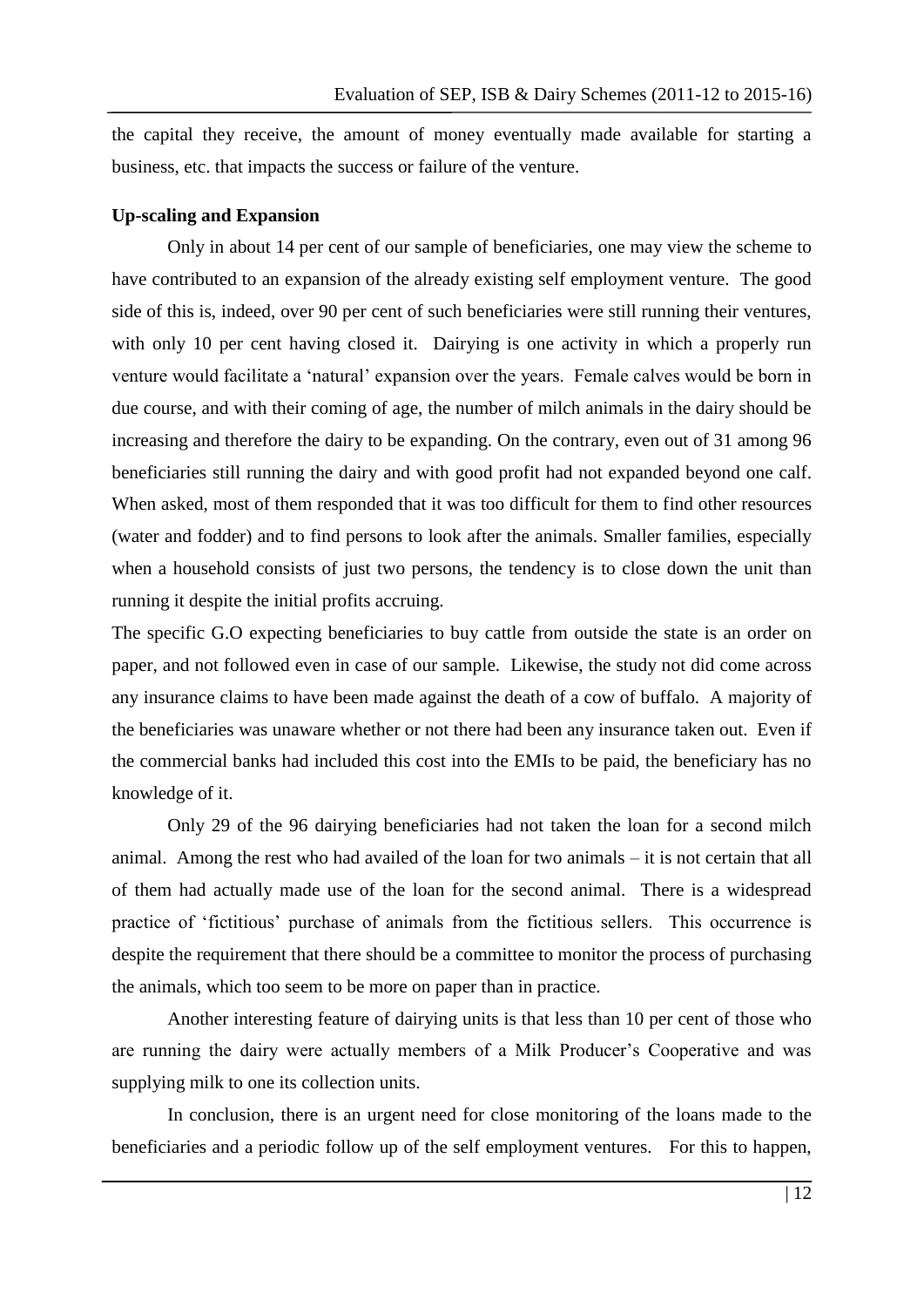the capital they receive, the amount of money eventually made available for starting a business, etc. that impacts the success or failure of the venture.

**Up-scaling and Expansion**

Only in about 14 per cent of our sample of beneficiaries, one may view the scheme to have contributed to an expansion of the already existing self employment venture. The good side of this is, indeed, over 90 per cent of such beneficiaries were still running their ventures, with only 10 per cent having closed it. Dairying is one activity in which a properly run venture would facilitate a 'natural' expansion over the years. Female calves would be born in due course, and with their coming of age, the number of milch animals in the dairy should be increasing and therefore the dairy to be expanding. On the contrary, even out of 31 among 96 beneficiaries still running the dairy and with good profit had not expanded beyond one calf. When asked, most of them responded that it was too difficult for them to find other resources (water and fodder) and to find persons to look after the animals. Smaller families, especially when a household consists of just two persons, the tendency is to close down the unit than running it despite the initial profits accruing.

The specific G.O expecting beneficiaries to buy cattle from outside the state is an order on paper, and not followed even in case of our sample. Likewise, the study not did come across any insurance claims to have been made against the death of a cow of buffalo. A majority of the beneficiaries was unaware whether or not there had been any insurance taken out. Even if the commercial banks had included this cost into the EMIs to be paid, the beneficiary has no knowledge of it.

Only 29 of the 96 dairying beneficiaries had not taken the loan for a second milch animal. Among the rest who had availed of the loan for two animals – it is not certain that all of them had actually made use of the loan for the second animal. There is a widespread practice of 'fictitious' purchase of animals from the fictitious sellers. This occurrence is despite the requirement that there should be a committee to monitor the process of purchasing the animals, which too seem to be more on paper than in practice.

Another interesting feature of dairying units is that less than 10 per cent of those who are running the dairy were actually members of a Milk Producer's Cooperative and was supplying milk to one its collection units.

In conclusion, there is an urgent need for close monitoring of the loans made to the beneficiaries and a periodic follow up of the self employment ventures. For this to happen,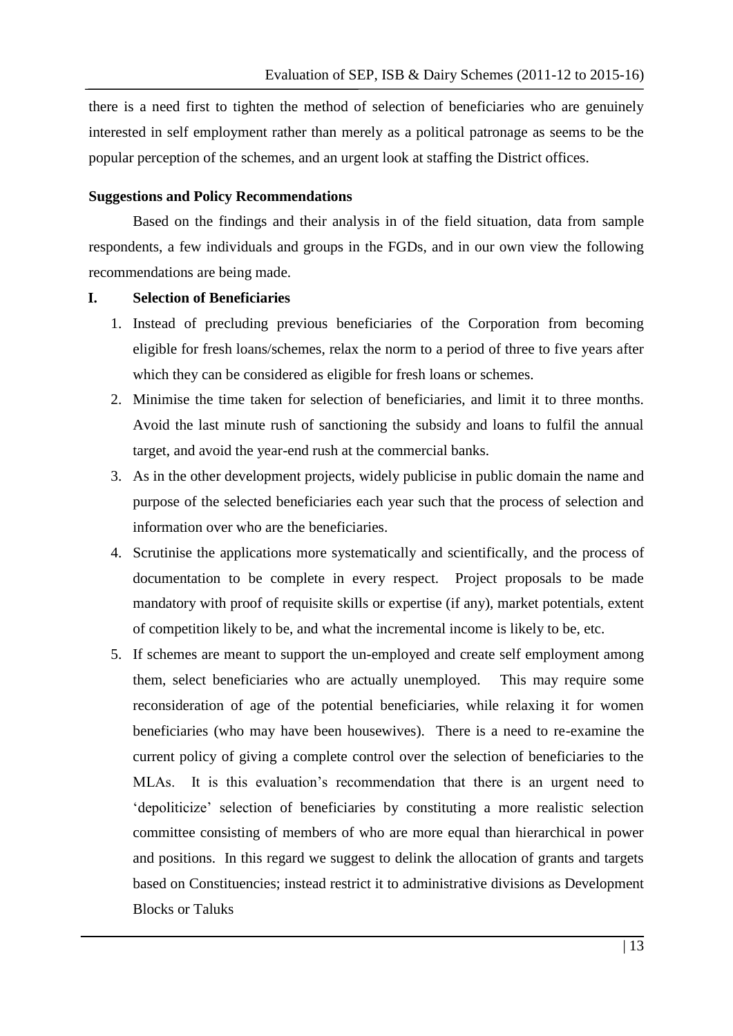there is a need first to tighten the method of selection of beneficiaries who are genuinely interested in self employment rather than merely as a political patronage as seems to be the popular perception of the schemes, and an urgent look at staffing the District offices.

**Suggestions and Policy Recommendations**

Based on the findings and their analysis in of the field situation, data from sample respondents, a few individuals and groups in the FGDs, and in our own view the following recommendations are being made.

**I. Selection of Beneficiaries**

1. Instead of precluding previous beneficiaries of the Corporation from becoming eligible for fresh loans/schemes, relax the norm to a period of three to five years after which they can be considered as eligible for fresh loans or schemes.
2. Minimise the time taken for selection of beneficiaries, and limit it to three months. Avoid the last minute rush of sanctioning the subsidy and loans to fulfil the annual target, and avoid the year-end rush at the commercial banks.
3. As in the other development projects, widely publicise in public domain the name and purpose of the selected beneficiaries each year such that the process of selection and information over who are the beneficiaries.
4. Scrutinise the applications more systematically and scientifically, and the process of documentation to be complete in every respect. Project proposals to be made mandatory with proof of requisite skills or expertise (if any), market potentials, extent of competition likely to be, and what the incremental income is likely to be, etc.
5. If schemes are meant to support the un-employed and create self employment among them, select beneficiaries who are actually unemployed. This may require some reconsideration of age of the potential beneficiaries, while relaxing it for women beneficiaries (who may have been housewives). There is a need to re-examine the current policy of giving a complete control over the selection of beneficiaries to the MLAs. It is this evaluation's recommendation that there is an urgent need to 'depoliticize' selection of beneficiaries by constituting a more realistic selection committee consisting of members of who are more equal than hierarchical in power and positions. In this regard we suggest to delink the allocation of grants and targets based on Constituencies; instead restrict it to administrative divisions as Development Blocks or Taluks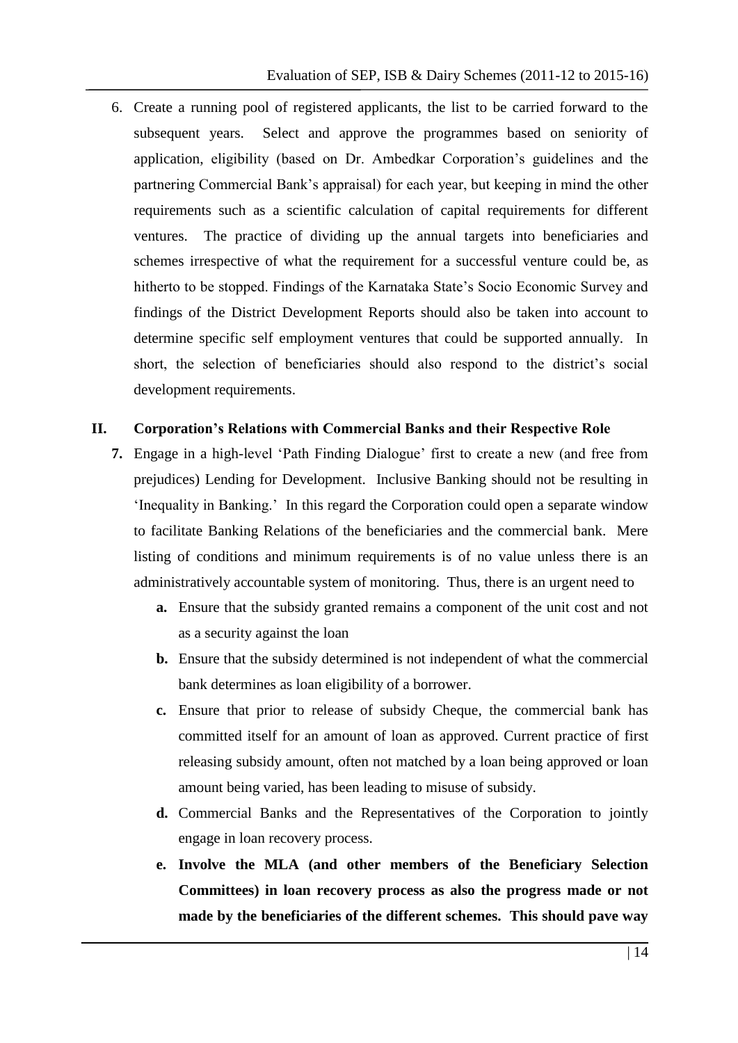6. Create a running pool of registered applicants, the list to be carried forward to the subsequent years. Select and approve the programmes based on seniority of application, eligibility (based on Dr. Ambedkar Corporation's guidelines and the partnering Commercial Bank's appraisal) for each year, but keeping in mind the other requirements such as a scientific calculation of capital requirements for different ventures. The practice of dividing up the annual targets into beneficiaries and schemes irrespective of what the requirement for a successful venture could be, as hitherto to be stopped. Findings of the Karnataka State's Socio Economic Survey and findings of the District Development Reports should also be taken into account to determine specific self employment ventures that could be supported annually. In short, the selection of beneficiaries should also respond to the district's social development requirements.

## II. Corporation's Relations with Commercial Banks and their Respective Role

**7.** Engage in a high-level 'Path Finding Dialogue' first to create a new (and free from prejudices) Lending for Development. Inclusive Banking should not be resulting in 'Inequality in Banking.' In this regard the Corporation could open a separate window to facilitate Banking Relations of the beneficiaries and the commercial bank. Mere listing of conditions and minimum requirements is of no value unless there is an administratively accountable system of monitoring. Thus, there is an urgent need to

   **a.** Ensure that the subsidy granted remains a component of the unit cost and not as a security against the loan

   **b.** Ensure that the subsidy determined is not independent of what the commercial bank determines as loan eligibility of a borrower.

   **c.** Ensure that prior to release of subsidy Cheque, the commercial bank has committed itself for an amount of loan as approved. Current practice of first releasing subsidy amount, often not matched by a loan being approved or loan amount being varied, has been leading to misuse of subsidy.

   **d.** Commercial Banks and the Representatives of the Corporation to jointly engage in loan recovery process.

   **e. Involve the MLA (and other members of the Beneficiary Selection Committees) in loan recovery process as also the progress made or not made by the beneficiaries of the different schemes. This should pave way**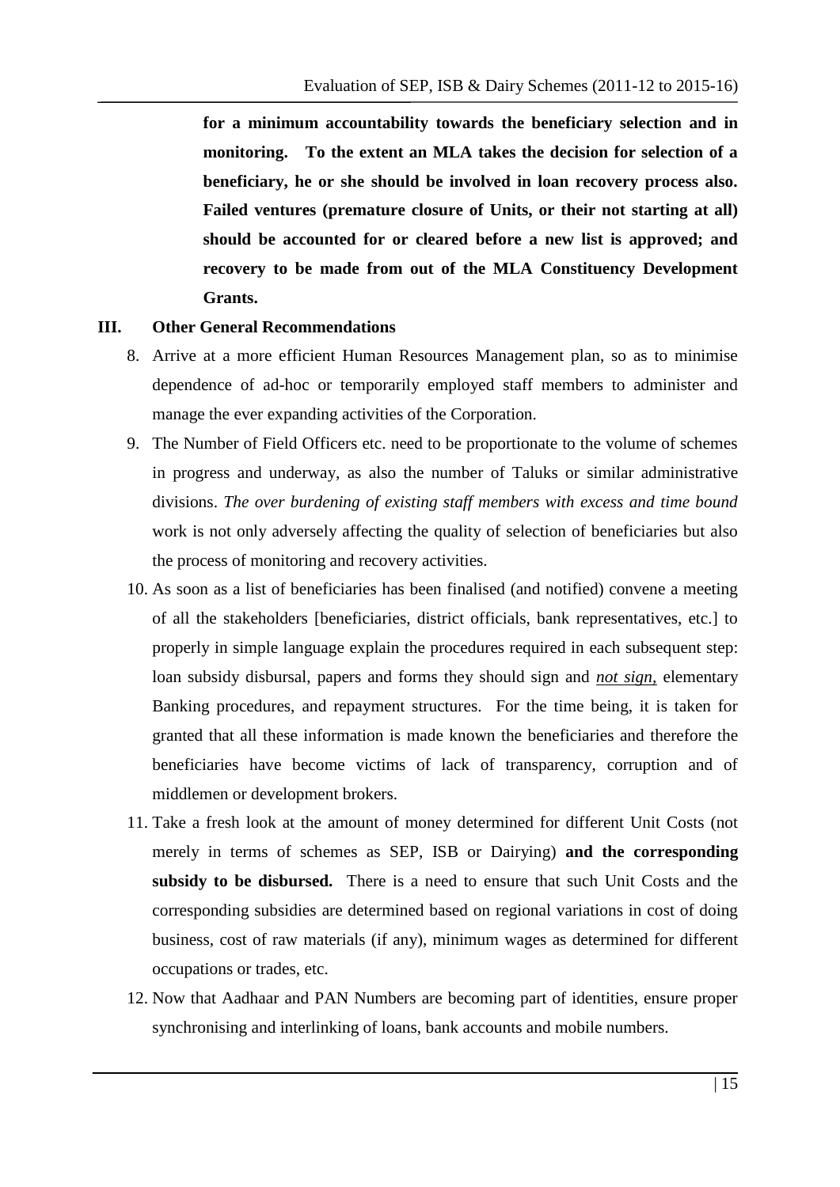**for a minimum accountability towards the beneficiary selection and in monitoring. To the extent an MLA takes the decision for selection of a beneficiary, he or she should be involved in loan recovery process also. Failed ventures (premature closure of Units, or their not starting at all) should be accounted for or cleared before a new list is approved; and recovery to be made from out of the MLA Constituency Development Grants.**

## III. Other General Recommendations

8. Arrive at a more efficient Human Resources Management plan, so as to minimise dependence of ad-hoc or temporarily employed staff members to administer and manage the ever expanding activities of the Corporation.
9. The Number of Field Officers etc. need to be proportionate to the volume of schemes in progress and underway, as also the number of Taluks or similar administrative divisions. *The over burdening of existing staff members with excess and time bound* work is not only adversely affecting the quality of selection of beneficiaries but also the process of monitoring and recovery activities.
10. As soon as a list of beneficiaries has been finalised (and notified) convene a meeting of all the stakeholders [beneficiaries, district officials, bank representatives, etc.] to properly in simple language explain the procedures required in each subsequent step: loan subsidy disbursal, papers and forms they should sign and ***not sign,*** elementary Banking procedures, and repayment structures. For the time being, it is taken for granted that all these information is made known the beneficiaries and therefore the beneficiaries have become victims of lack of transparency, corruption and of middlemen or development brokers.
11. Take a fresh look at the amount of money determined for different Unit Costs (not merely in terms of schemes as SEP, ISB or Dairying) **and the corresponding subsidy to be disbursed.** There is a need to ensure that such Unit Costs and the corresponding subsidies are determined based on regional variations in cost of doing business, cost of raw materials (if any), minimum wages as determined for different occupations or trades, etc.
12. Now that Aadhaar and PAN Numbers are becoming part of identities, ensure proper synchronising and interlinking of loans, bank accounts and mobile numbers.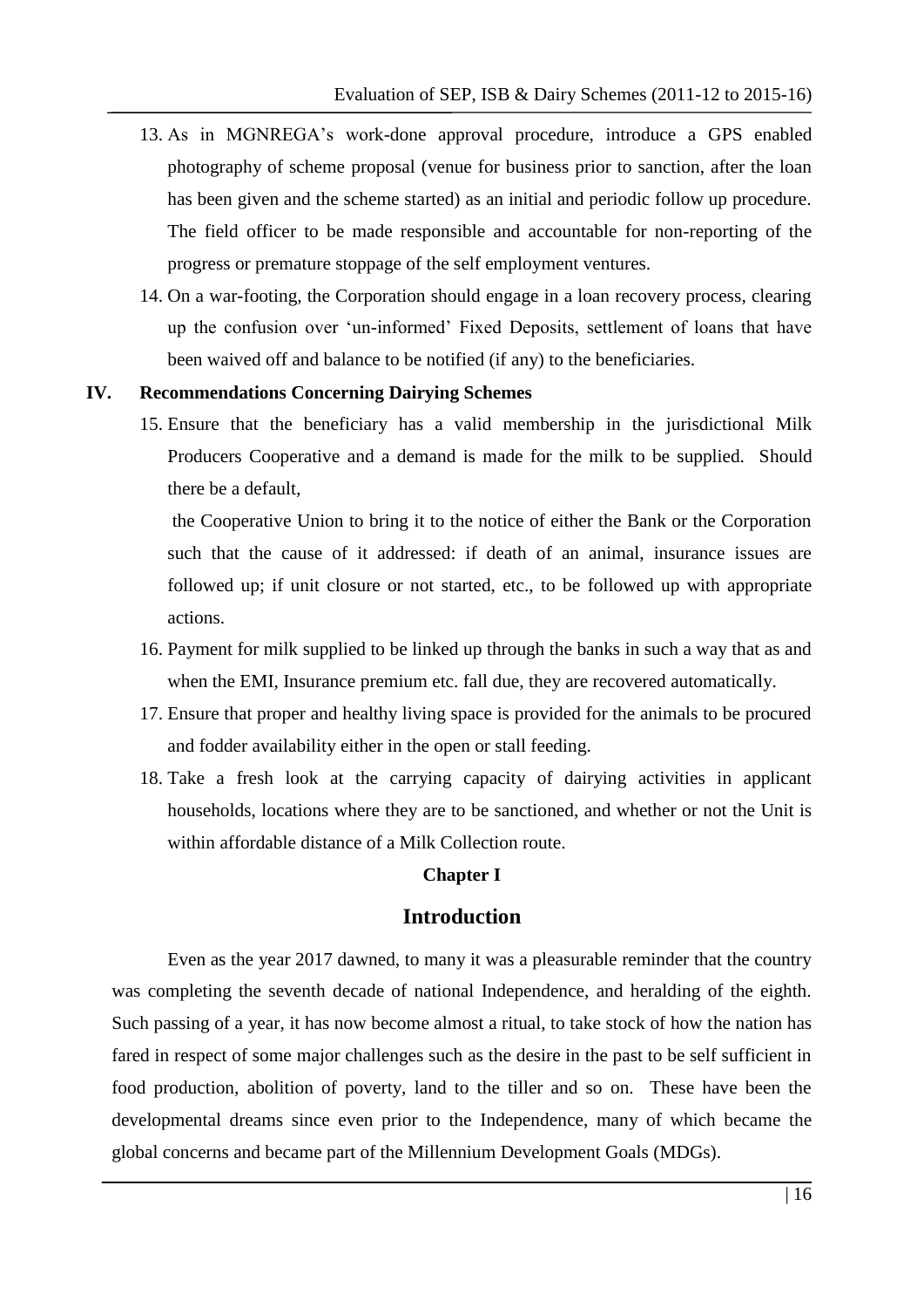13. As in MGNREGA's work-done approval procedure, introduce a GPS enabled photography of scheme proposal (venue for business prior to sanction, after the loan has been given and the scheme started) as an initial and periodic follow up procedure. The field officer to be made responsible and accountable for non-reporting of the progress or premature stoppage of the self employment ventures.
14. On a war-footing, the Corporation should engage in a loan recovery process, clearing up the confusion over 'un-informed' Fixed Deposits, settlement of loans that have been waived off and balance to be notified (if any) to the beneficiaries.

**IV. Recommendations Concerning Dairying Schemes**

15. Ensure that the beneficiary has a valid membership in the jurisdictional Milk Producers Cooperative and a demand is made for the milk to be supplied. Should there be a default,

    the Cooperative Union to bring it to the notice of either the Bank or the Corporation such that the cause of it addressed: if death of an animal, insurance issues are followed up; if unit closure or not started, etc., to be followed up with appropriate actions.
16. Payment for milk supplied to be linked up through the banks in such a way that as and when the EMI, Insurance premium etc. fall due, they are recovered automatically.
17. Ensure that proper and healthy living space is provided for the animals to be procured and fodder availability either in the open or stall feeding.
18. Take a fresh look at the carrying capacity of dairying activities in applicant households, locations where they are to be sanctioned, and whether or not the Unit is within affordable distance of a Milk Collection route.

# Chapter I

## Introduction

Even as the year 2017 dawned, to many it was a pleasurable reminder that the country was completing the seventh decade of national Independence, and heralding of the eighth. Such passing of a year, it has now become almost a ritual, to take stock of how the nation has fared in respect of some major challenges such as the desire in the past to be self sufficient in food production, abolition of poverty, land to the tiller and so on. These have been the developmental dreams since even prior to the Independence, many of which became the global concerns and became part of the Millennium Development Goals (MDGs).